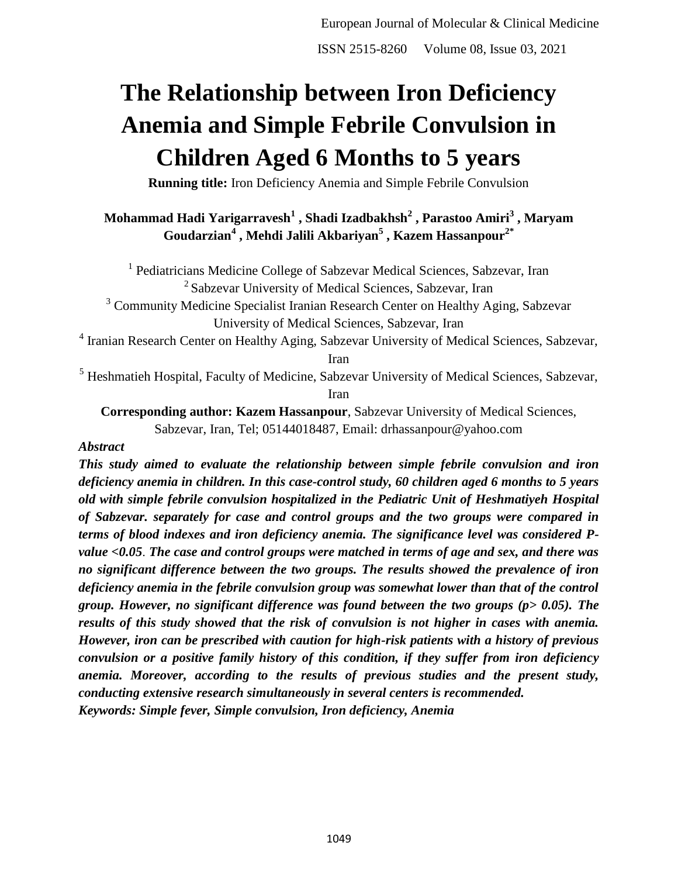# The Relationship between Iron Deficiency Anemia and Simple Febrile Convulsion in Children Aged 6 Months to 5 years

**Running title:** Iron Deficiency Anemia and Simple Febrile Convulsion

**Mohammad Hadi Yarigarravesh[1] , Shadi Izadbakhsh[2] , Parastoo Amiri[3] , Maryam Goudarzian[4] , Mehdi Jalili Akbariyan[5] , Kazem Hassanpour[2*]**

[1] Pediatricians Medicine College of Sabzevar Medical Sciences, Sabzevar, Iran

[2] Sabzevar University of Medical Sciences, Sabzevar, Iran

[3] Community Medicine Specialist Iranian Research Center on Healthy Aging, Sabzevar University of Medical Sciences, Sabzevar, Iran

[4] Iranian Research Center on Healthy Aging, Sabzevar University of Medical Sciences, Sabzevar, Iran

[5] Heshmatieh Hospital, Faculty of Medicine, Sabzevar University of Medical Sciences, Sabzevar, Iran

**Corresponding author: Kazem Hassanpour**, Sabzevar University of Medical Sciences, Sabzevar, Iran, Tel; 05144018487, Email: drhassanpour@yahoo.com

***Abstract***

***This study aimed to evaluate the relationship between simple febrile convulsion and iron deficiency anemia in children. In this case-control study, 60 children aged 6 months to 5 years old with simple febrile convulsion hospitalized in the Pediatric Unit of Heshmatiyeh Hospital of Sabzevar. separately for case and control groups and the two groups were compared in terms of blood indexes and iron deficiency anemia. The significance level was considered P-value <0.05. The case and control groups were matched in terms of age and sex, and there was no significant difference between the two groups. The results showed the prevalence of iron deficiency anemia in the febrile convulsion group was somewhat lower than that of the control group. However, no significant difference was found between the two groups (p> 0.05). The results of this study showed that the risk of convulsion is not higher in cases with anemia. However, iron can be prescribed with caution for high-risk patients with a history of previous convulsion or a positive family history of this condition, if they suffer from iron deficiency anemia. Moreover, according to the results of previous studies and the present study, conducting extensive research simultaneously in several centers is recommended.***

***Keywords: Simple fever, Simple convulsion, Iron deficiency, Anemia***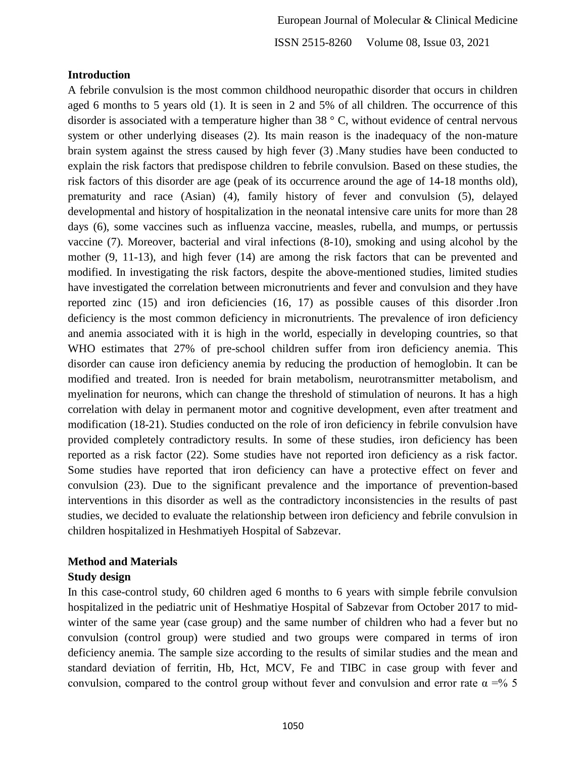## Introduction

A febrile convulsion is the most common childhood neuropathic disorder that occurs in children aged 6 months to 5 years old (1). It is seen in 2 and 5% of all children. The occurrence of this disorder is associated with a temperature higher than 38 ° C, without evidence of central nervous system or other underlying diseases (2). Its main reason is the inadequacy of the non-mature brain system against the stress caused by high fever (3) .Many studies have been conducted to explain the risk factors that predispose children to febrile convulsion. Based on these studies, the risk factors of this disorder are age (peak of its occurrence around the age of 14-18 months old), prematurity and race (Asian) (4), family history of fever and convulsion (5), delayed developmental and history of hospitalization in the neonatal intensive care units for more than 28 days (6), some vaccines such as influenza vaccine, measles, rubella, and mumps, or pertussis vaccine (7). Moreover, bacterial and viral infections (8-10), smoking and using alcohol by the mother (9, 11-13), and high fever (14) are among the risk factors that can be prevented and modified. In investigating the risk factors, despite the above-mentioned studies, limited studies have investigated the correlation between micronutrients and fever and convulsion and they have reported zinc (15) and iron deficiencies (16, 17) as possible causes of this disorder .Iron deficiency is the most common deficiency in micronutrients. The prevalence of iron deficiency and anemia associated with it is high in the world, especially in developing countries, so that WHO estimates that 27% of pre-school children suffer from iron deficiency anemia. This disorder can cause iron deficiency anemia by reducing the production of hemoglobin. It can be modified and treated. Iron is needed for brain metabolism, neurotransmitter metabolism, and myelination for neurons, which can change the threshold of stimulation of neurons. It has a high correlation with delay in permanent motor and cognitive development, even after treatment and modification (18-21). Studies conducted on the role of iron deficiency in febrile convulsion have provided completely contradictory results. In some of these studies, iron deficiency has been reported as a risk factor (22). Some studies have not reported iron deficiency as a risk factor. Some studies have reported that iron deficiency can have a protective effect on fever and convulsion (23). Due to the significant prevalence and the importance of prevention-based interventions in this disorder as well as the contradictory inconsistencies in the results of past studies, we decided to evaluate the relationship between iron deficiency and febrile convulsion in children hospitalized in Heshmatiyeh Hospital of Sabzevar.

## Method and Materials

### Study design

In this case-control study, 60 children aged 6 months to 6 years with simple febrile convulsion hospitalized in the pediatric unit of Heshmatiye Hospital of Sabzevar from October 2017 to mid-winter of the same year (case group) and the same number of children who had a fever but no convulsion (control group) were studied and two groups were compared in terms of iron deficiency anemia. The sample size according to the results of similar studies and the mean and standard deviation of ferritin, Hb, Hct, MCV, Fe and TIBC in case group with fever and convulsion, compared to the control group without fever and convulsion and error rate $\alpha$ =% 5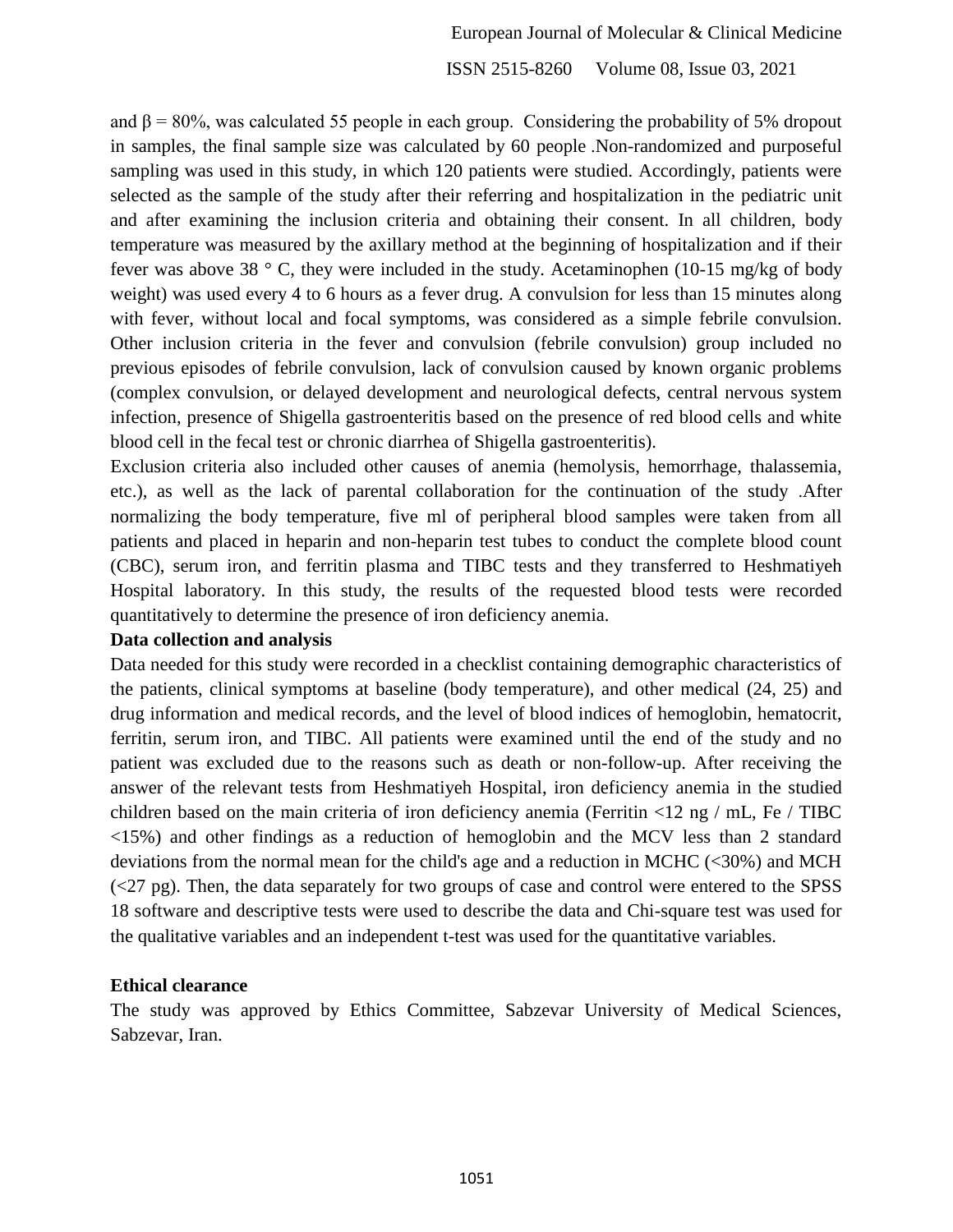and $\beta = 80\%$, was calculated 55 people in each group. Considering the probability of 5% dropout in samples, the final sample size was calculated by 60 people .Non-randomized and purposeful sampling was used in this study, in which 120 patients were studied. Accordingly, patients were selected as the sample of the study after their referring and hospitalization in the pediatric unit and after examining the inclusion criteria and obtaining their consent. In all children, body temperature was measured by the axillary method at the beginning of hospitalization and if their fever was above 38 ° C, they were included in the study. Acetaminophen (10-15 mg/kg of body weight) was used every 4 to 6 hours as a fever drug. A convulsion for less than 15 minutes along with fever, without local and focal symptoms, was considered as a simple febrile convulsion. Other inclusion criteria in the fever and convulsion (febrile convulsion) group included no previous episodes of febrile convulsion, lack of convulsion caused by known organic problems (complex convulsion, or delayed development and neurological defects, central nervous system infection, presence of Shigella gastroenteritis based on the presence of red blood cells and white blood cell in the fecal test or chronic diarrhea of Shigella gastroenteritis).

Exclusion criteria also included other causes of anemia (hemolysis, hemorrhage, thalassemia, etc.), as well as the lack of parental collaboration for the continuation of the study .After normalizing the body temperature, five ml of peripheral blood samples were taken from all patients and placed in heparin and non-heparin test tubes to conduct the complete blood count (CBC), serum iron, and ferritin plasma and TIBC tests and they transferred to Heshmatiyeh Hospital laboratory. In this study, the results of the requested blood tests were recorded quantitatively to determine the presence of iron deficiency anemia.

**Data collection and analysis**

Data needed for this study were recorded in a checklist containing demographic characteristics of the patients, clinical symptoms at baseline (body temperature), and other medical (24, 25) and drug information and medical records, and the level of blood indices of hemoglobin, hematocrit, ferritin, serum iron, and TIBC. All patients were examined until the end of the study and no patient was excluded due to the reasons such as death or non-follow-up. After receiving the answer of the relevant tests from Heshmatiyeh Hospital, iron deficiency anemia in the studied children based on the main criteria of iron deficiency anemia (Ferritin <12 ng / mL, Fe / TIBC <15%) and other findings as a reduction of hemoglobin and the MCV less than 2 standard deviations from the normal mean for the child's age and a reduction in MCHC (<30%) and MCH (<27 pg). Then, the data separately for two groups of case and control were entered to the SPSS 18 software and descriptive tests were used to describe the data and Chi-square test was used for the qualitative variables and an independent t-test was used for the quantitative variables.

**Ethical clearance**

The study was approved by Ethics Committee, Sabzevar University of Medical Sciences, Sabzevar, Iran.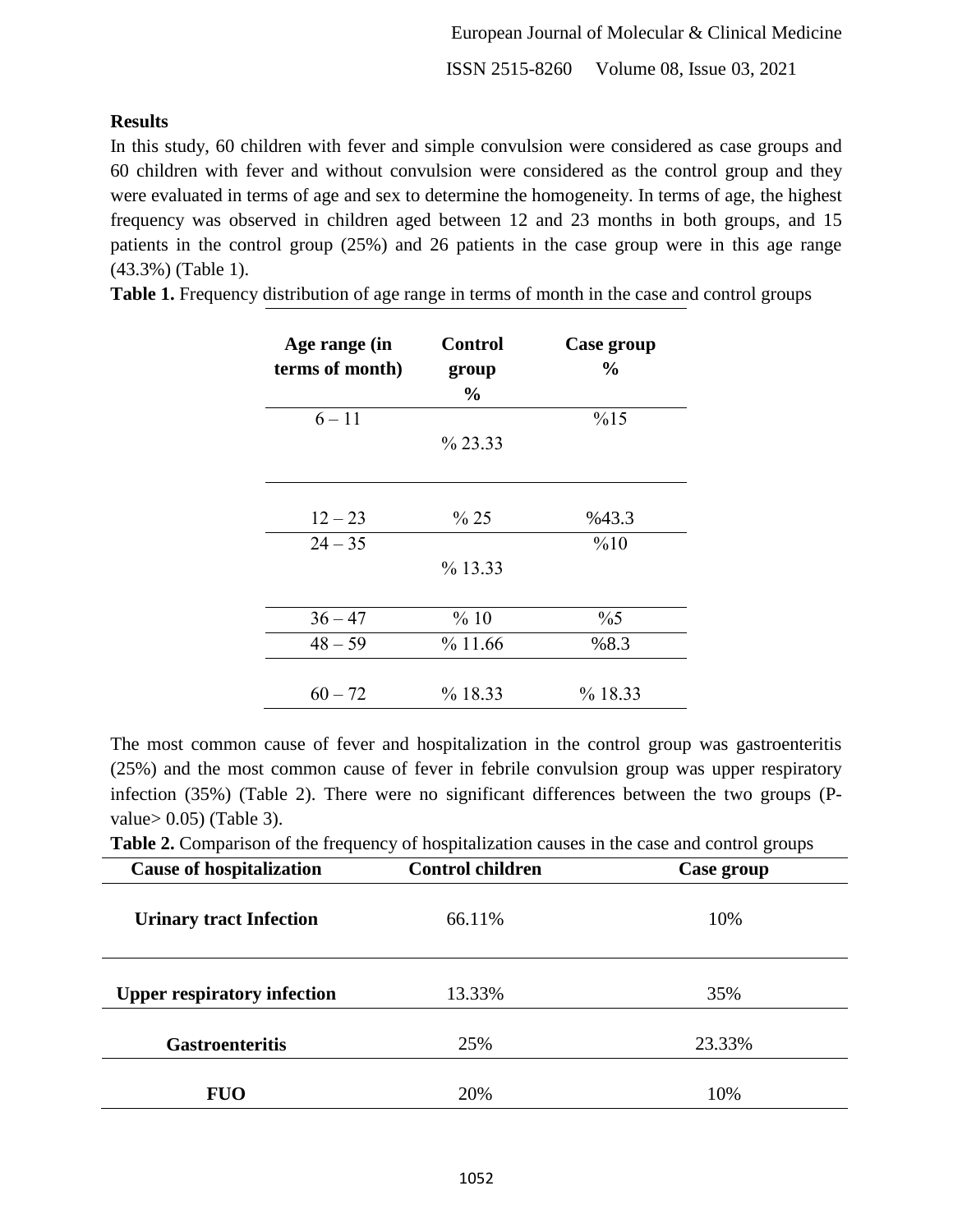**Results**

In this study, 60 children with fever and simple convulsion were considered as case groups and 60 children with fever and without convulsion were considered as the control group and they were evaluated in terms of age and sex to determine the homogeneity. In terms of age, the highest frequency was observed in children aged between 12 and 23 months in both groups, and 15 patients in the control group (25%) and 26 patients in the case group were in this age range (43.3%) (Table 1).

**Table 1.** Frequency distribution of age range in terms of month in the case and control groups

| Age range (in terms of month) | Control group % | Case group % |
|---|---|---|
| 6 – 11 | % 23.33 | %15 |
| 12 – 23 | % 25 | %43.3 |
| 24 – 35 | % 13.33 | %10 |
| 36 – 47 | % 10 | %5 |
| 48 – 59 | % 11.66 | %8.3 |
| 60 – 72 | % 18.33 | % 18.33 |

The most common cause of fever and hospitalization in the control group was gastroenteritis (25%) and the most common cause of fever in febrile convulsion group was upper respiratory infection (35%) (Table 2). There were no significant differences between the two groups (P-value> 0.05) (Table 3).

**Table 2.** Comparison of the frequency of hospitalization causes in the case and control groups

| Cause of hospitalization | Control children | Case group |
|---|---|---|
| **Urinary tract Infection** | 66.11% | 10% |
| **Upper respiratory infection** | 13.33% | 35% |
| **Gastroenteritis** | 25% | 23.33% |
| **FUO** | 20% | 10% |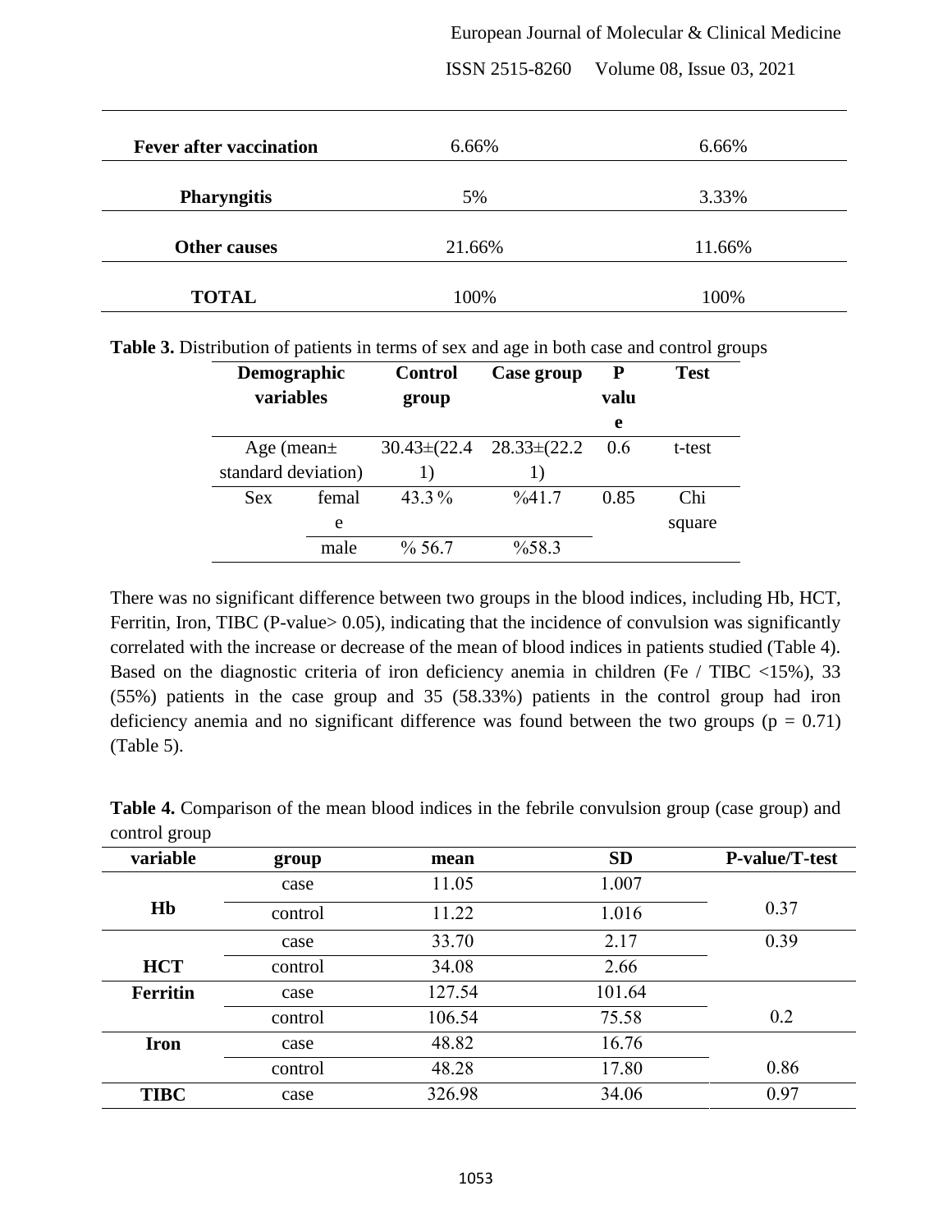| Fever after vaccination | 6.66% | 6.66% |
|---|---|---|
| **Pharyngitis** | 5% | 3.33% |
| **Other causes** | 21.66% | 11.66% |
| **TOTAL** | 100% | 100% |

**Table 3.** Distribution of patients in terms of sex and age in both case and control groups

| Demographic variables | | Control group | Case group | P value | Test |
|---|---|---|---|---|---|
| Age (mean± standard deviation) | | 30.43±(22.41) | 28.33±(22.21) | 0.6 | t-test |
| Sex | female | 43.3 % | %41.7 | 0.85 | Chi square |
| | male | % 56.7 | %58.3 | | |

There was no significant difference between two groups in the blood indices, including Hb, HCT, Ferritin, Iron, TIBC (P-value> 0.05), indicating that the incidence of convulsion was significantly correlated with the increase or decrease of the mean of blood indices in patients studied (Table 4). Based on the diagnostic criteria of iron deficiency anemia in children (Fe / TIBC <15%), 33 (55%) patients in the case group and 35 (58.33%) patients in the control group had iron deficiency anemia and no significant difference was found between the two groups (p = 0.71) (Table 5).

**Table 4.** Comparison of the mean blood indices in the febrile convulsion group (case group) and control group

| variable | group | mean | SD | P-value/T-test |
|---|---|---|---|---|
| **Hb** | case | 11.05 | 1.007 | 0.37 |
| | control | 11.22 | 1.016 | |
| **HCT** | case | 33.70 | 2.17 | 0.39 |
| | control | 34.08 | 2.66 | |
| **Ferritin** | case | 127.54 | 101.64 | 0.2 |
| | control | 106.54 | 75.58 | |
| **Iron** | case | 48.82 | 16.76 | 0.86 |
| | control | 48.28 | 17.80 | |
| **TIBC** | case | 326.98 | 34.06 | 0.97 |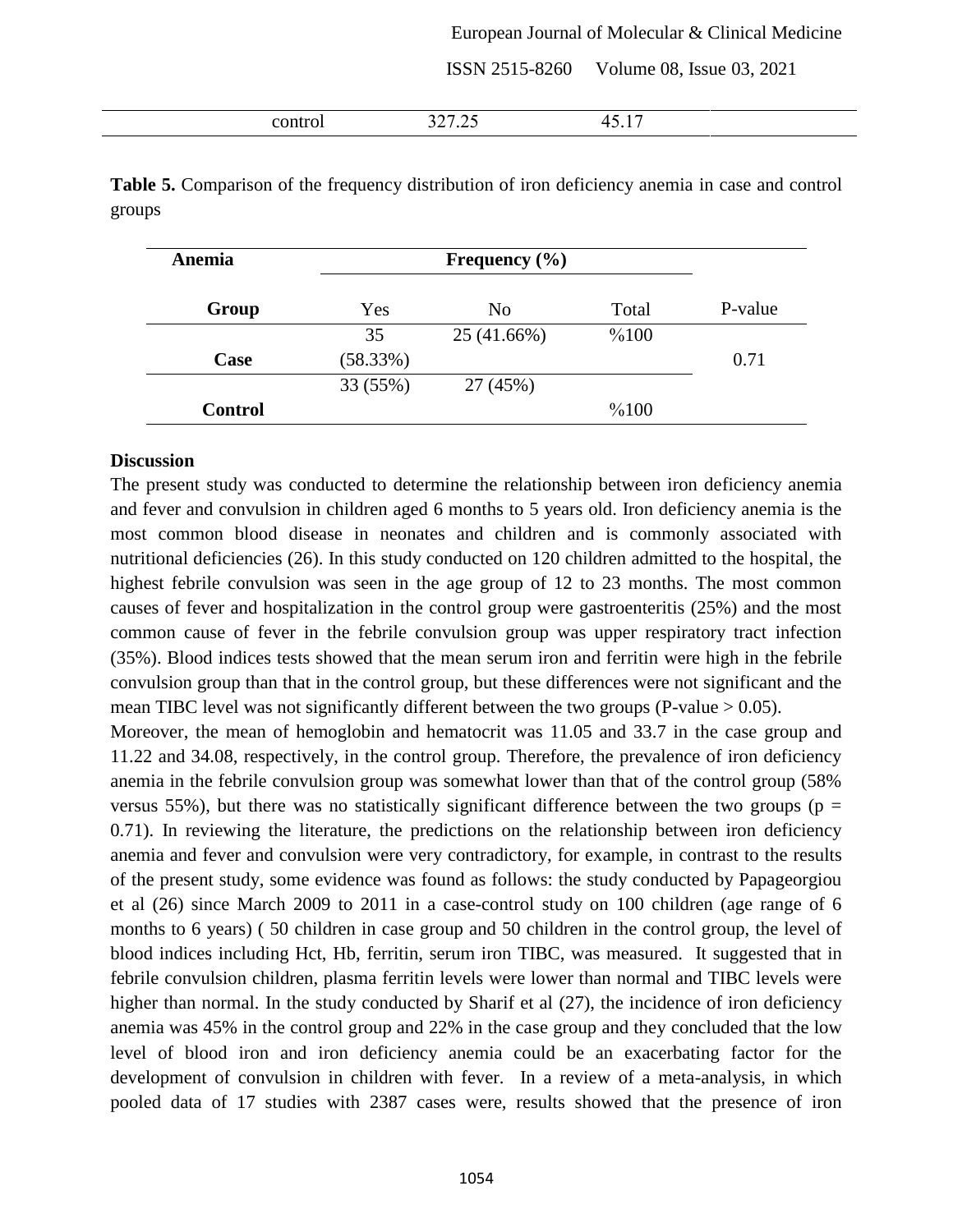| control | 327.25 | 45.17 | |
|---|---|---|---|

**Table 5.** Comparison of the frequency distribution of iron deficiency anemia in case and control groups

| Anemia | Frequency (%) | | | |
|---|---|---|---|---|
| **Group** | Yes | No | Total | P-value |
| **Case** | 35 (58.33%) | 25 (41.66%) | %100 | 0.71 |
| **Control** | 33 (55%) | 27 (45%) | %100 | |

**Discussion**

The present study was conducted to determine the relationship between iron deficiency anemia and fever and convulsion in children aged 6 months to 5 years old. Iron deficiency anemia is the most common blood disease in neonates and children and is commonly associated with nutritional deficiencies (26). In this study conducted on 120 children admitted to the hospital, the highest febrile convulsion was seen in the age group of 12 to 23 months. The most common causes of fever and hospitalization in the control group were gastroenteritis (25%) and the most common cause of fever in the febrile convulsion group was upper respiratory tract infection (35%). Blood indices tests showed that the mean serum iron and ferritin were high in the febrile convulsion group than that in the control group, but these differences were not significant and the mean TIBC level was not significantly different between the two groups (P-value > 0.05).

Moreover, the mean of hemoglobin and hematocrit was 11.05 and 33.7 in the case group and 11.22 and 34.08, respectively, in the control group. Therefore, the prevalence of iron deficiency anemia in the febrile convulsion group was somewhat lower than that of the control group (58% versus 55%), but there was no statistically significant difference between the two groups (p = 0.71). In reviewing the literature, the predictions on the relationship between iron deficiency anemia and fever and convulsion were very contradictory, for example, in contrast to the results of the present study, some evidence was found as follows: the study conducted by Papageorgiou et al (26) since March 2009 to 2011 in a case-control study on 100 children (age range of 6 months to 6 years) ( 50 children in case group and 50 children in the control group, the level of blood indices including Hct, Hb, ferritin, serum iron TIBC, was measured. It suggested that in febrile convulsion children, plasma ferritin levels were lower than normal and TIBC levels were higher than normal. In the study conducted by Sharif et al (27), the incidence of iron deficiency anemia was 45% in the control group and 22% in the case group and they concluded that the low level of blood iron and iron deficiency anemia could be an exacerbating factor for the development of convulsion in children with fever. In a review of a meta-analysis, in which pooled data of 17 studies with 2387 cases were, results showed that the presence of iron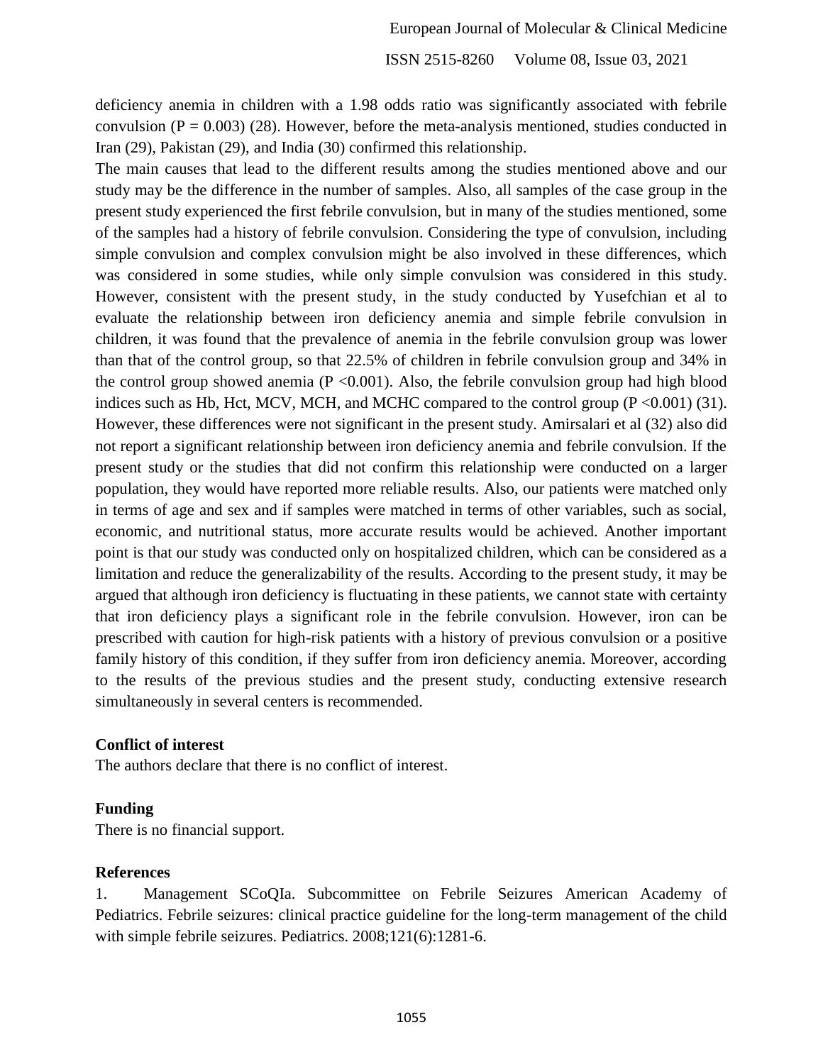deficiency anemia in children with a 1.98 odds ratio was significantly associated with febrile convulsion ($P = 0.003$) (28). However, before the meta-analysis mentioned, studies conducted in Iran (29), Pakistan (29), and India (30) confirmed this relationship.

The main causes that lead to the different results among the studies mentioned above and our study may be the difference in the number of samples. Also, all samples of the case group in the present study experienced the first febrile convulsion, but in many of the studies mentioned, some of the samples had a history of febrile convulsion. Considering the type of convulsion, including simple convulsion and complex convulsion might be also involved in these differences, which was considered in some studies, while only simple convulsion was considered in this study. However, consistent with the present study, in the study conducted by Yusefchian et al to evaluate the relationship between iron deficiency anemia and simple febrile convulsion in children, it was found that the prevalence of anemia in the febrile convulsion group was lower than that of the control group, so that 22.5% of children in febrile convulsion group and 34% in the control group showed anemia ($P < 0.001$). Also, the febrile convulsion group had high blood indices such as Hb, Hct, MCV, MCH, and MCHC compared to the control group ($P < 0.001$) (31). However, these differences were not significant in the present study. Amirsalari et al (32) also did not report a significant relationship between iron deficiency anemia and febrile convulsion. If the present study or the studies that did not confirm this relationship were conducted on a larger population, they would have reported more reliable results. Also, our patients were matched only in terms of age and sex and if samples were matched in terms of other variables, such as social, economic, and nutritional status, more accurate results would be achieved. Another important point is that our study was conducted only on hospitalized children, which can be considered as a limitation and reduce the generalizability of the results. According to the present study, it may be argued that although iron deficiency is fluctuating in these patients, we cannot state with certainty that iron deficiency plays a significant role in the febrile convulsion. However, iron can be prescribed with caution for high-risk patients with a history of previous convulsion or a positive family history of this condition, if they suffer from iron deficiency anemia. Moreover, according to the results of the previous studies and the present study, conducting extensive research simultaneously in several centers is recommended.

**Conflict of interest**

The authors declare that there is no conflict of interest.

**Funding**

There is no financial support.

**References**

1. Management SCoQIa. Subcommittee on Febrile Seizures American Academy of Pediatrics. Febrile seizures: clinical practice guideline for the long-term management of the child with simple febrile seizures. Pediatrics. 2008;121(6):1281-6.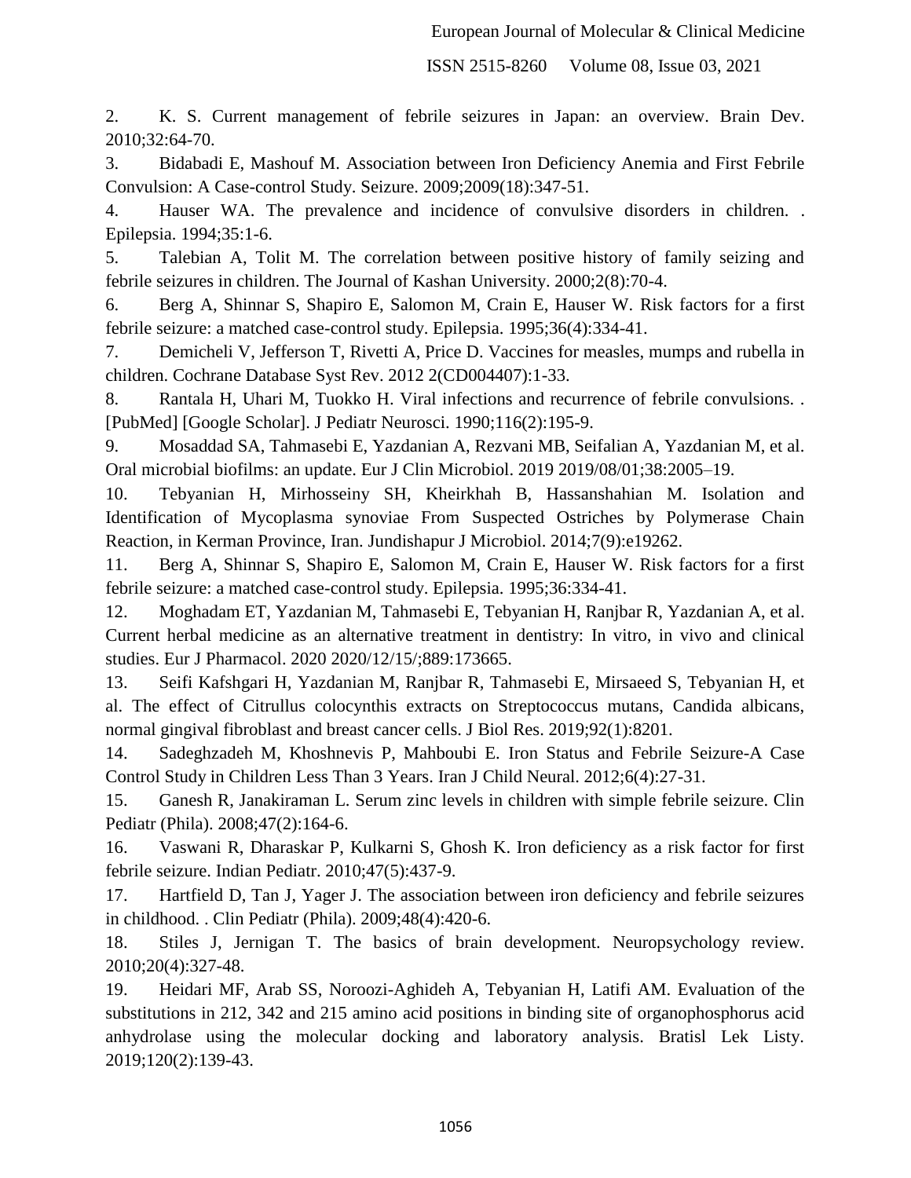2. K. S. Current management of febrile seizures in Japan: an overview. Brain Dev. 2010;32:64-70.

3. Bidabadi E, Mashouf M. Association between Iron Deficiency Anemia and First Febrile Convulsion: A Case-control Study. Seizure. 2009;2009(18):347-51.

4. Hauser WA. The prevalence and incidence of convulsive disorders in children. . Epilepsia. 1994;35:1-6.

5. Talebian A, Tolit M. The correlation between positive history of family seizing and febrile seizures in children. The Journal of Kashan University. 2000;2(8):70-4.

6. Berg A, Shinnar S, Shapiro E, Salomon M, Crain E, Hauser W. Risk factors for a first febrile seizure: a matched case-control study. Epilepsia. 1995;36(4):334-41.

7. Demicheli V, Jefferson T, Rivetti A, Price D. Vaccines for measles, mumps and rubella in children. Cochrane Database Syst Rev. 2012 2(CD004407):1-33.

8. Rantala H, Uhari M, Tuokko H. Viral infections and recurrence of febrile convulsions. . [PubMed] [Google Scholar]. J Pediatr Neurosci. 1990;116(2):195-9.

9. Mosaddad SA, Tahmasebi E, Yazdanian A, Rezvani MB, Seifalian A, Yazdanian M, et al. Oral microbial biofilms: an update. Eur J Clin Microbiol. 2019 2019/08/01;38:2005–19.

10. Tebyanian H, Mirhosseiny SH, Kheirkhah B, Hassanshahian M. Isolation and Identification of Mycoplasma synoviae From Suspected Ostriches by Polymerase Chain Reaction, in Kerman Province, Iran. Jundishapur J Microbiol. 2014;7(9):e19262.

11. Berg A, Shinnar S, Shapiro E, Salomon M, Crain E, Hauser W. Risk factors for a first febrile seizure: a matched case-control study. Epilepsia. 1995;36:334-41.

12. Moghadam ET, Yazdanian M, Tahmasebi E, Tebyanian H, Ranjbar R, Yazdanian A, et al. Current herbal medicine as an alternative treatment in dentistry: In vitro, in vivo and clinical studies. Eur J Pharmacol. 2020 2020/12/15/;889:173665.

13. Seifi Kafshgari H, Yazdanian M, Ranjbar R, Tahmasebi E, Mirsaeed S, Tebyanian H, et al. The effect of Citrullus colocynthis extracts on Streptococcus mutans, Candida albicans, normal gingival fibroblast and breast cancer cells. J Biol Res. 2019;92(1):8201.

14. Sadeghzadeh M, Khoshnevis P, Mahboubi E. Iron Status and Febrile Seizure-A Case Control Study in Children Less Than 3 Years. Iran J Child Neural. 2012;6(4):27-31.

15. Ganesh R, Janakiraman L. Serum zinc levels in children with simple febrile seizure. Clin Pediatr (Phila). 2008;47(2):164-6.

16. Vaswani R, Dharaskar P, Kulkarni S, Ghosh K. Iron deficiency as a risk factor for first febrile seizure. Indian Pediatr. 2010;47(5):437-9.

17. Hartfield D, Tan J, Yager J. The association between iron deficiency and febrile seizures in childhood. . Clin Pediatr (Phila). 2009;48(4):420-6.

18. Stiles J, Jernigan T. The basics of brain development. Neuropsychology review. 2010;20(4):327-48.

19. Heidari MF, Arab SS, Noroozi-Aghideh A, Tebyanian H, Latifi AM. Evaluation of the substitutions in 212, 342 and 215 amino acid positions in binding site of organophosphorus acid anhydrolase using the molecular docking and laboratory analysis. Bratisl Lek Listy. 2019;120(2):139-43.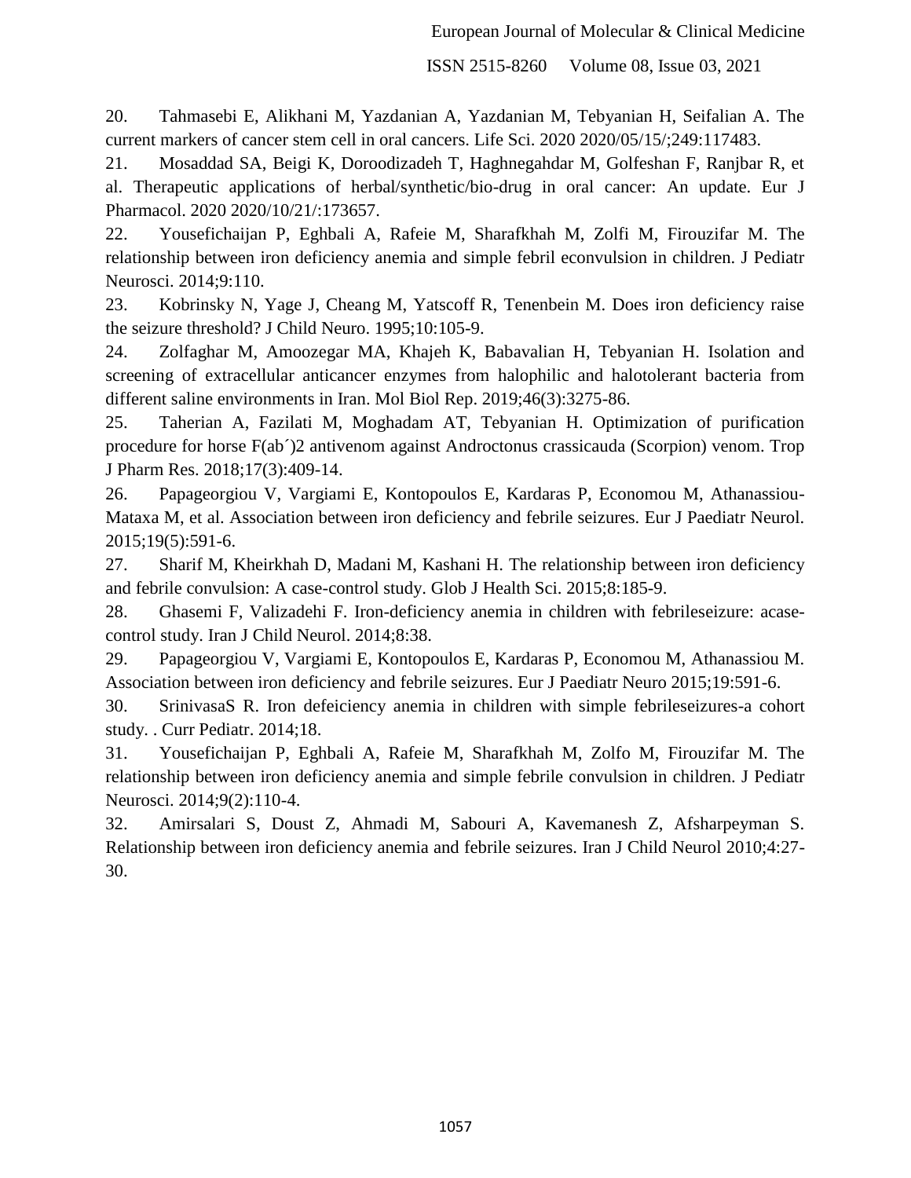20. Tahmasebi E, Alikhani M, Yazdanian A, Yazdanian M, Tebyanian H, Seifalian A. The current markers of cancer stem cell in oral cancers. Life Sci. 2020 2020/05/15/;249:117483.

21. Mosaddad SA, Beigi K, Doroodizadeh T, Haghnegahdar M, Golfeshan F, Ranjbar R, et al. Therapeutic applications of herbal/synthetic/bio-drug in oral cancer: An update. Eur J Pharmacol. 2020 2020/10/21/:173657.

22. Yousefichaijan P, Eghbali A, Rafeie M, Sharafkhah M, Zolfi M, Firouzifar M. The relationship between iron deficiency anemia and simple febril econvulsion in children. J Pediatr Neurosci. 2014;9:110.

23. Kobrinsky N, Yage J, Cheang M, Yatscoff R, Tenenbein M. Does iron deficiency raise the seizure threshold? J Child Neuro. 1995;10:105-9.

24. Zolfaghar M, Amoozegar MA, Khajeh K, Babavalian H, Tebyanian H. Isolation and screening of extracellular anticancer enzymes from halophilic and halotolerant bacteria from different saline environments in Iran. Mol Biol Rep. 2019;46(3):3275-86.

25. Taherian A, Fazilati M, Moghadam AT, Tebyanian H. Optimization of purification procedure for horse F(ab´)2 antivenom against Androctonus crassicauda (Scorpion) venom. Trop J Pharm Res. 2018;17(3):409-14.

26. Papageorgiou V, Vargiami E, Kontopoulos E, Kardaras P, Economou M, Athanassiou-Mataxa M, et al. Association between iron deficiency and febrile seizures. Eur J Paediatr Neurol. 2015;19(5):591-6.

27. Sharif M, Kheirkhah D, Madani M, Kashani H. The relationship between iron deficiency and febrile convulsion: A case-control study. Glob J Health Sci. 2015;8:185-9.

28. Ghasemi F, Valizadehi F. Iron-deficiency anemia in children with febrileseizure: acase-control study. Iran J Child Neurol. 2014;8:38.

29. Papageorgiou V, Vargiami E, Kontopoulos E, Kardaras P, Economou M, Athanassiou M. Association between iron deficiency and febrile seizures. Eur J Paediatr Neuro 2015;19:591-6.

30. SrinivasaS R. Iron defeiciency anemia in children with simple febrileseizures-a cohort study. . Curr Pediatr. 2014;18.

31. Yousefichaijan P, Eghbali A, Rafeie M, Sharafkhah M, Zolfo M, Firouzifar M. The relationship between iron deficiency anemia and simple febrile convulsion in children. J Pediatr Neurosci. 2014;9(2):110-4.

32. Amirsalari S, Doust Z, Ahmadi M, Sabouri A, Kavemanesh Z, Afsharpeyman S. Relationship between iron deficiency anemia and febrile seizures. Iran J Child Neurol 2010;4:27-30.